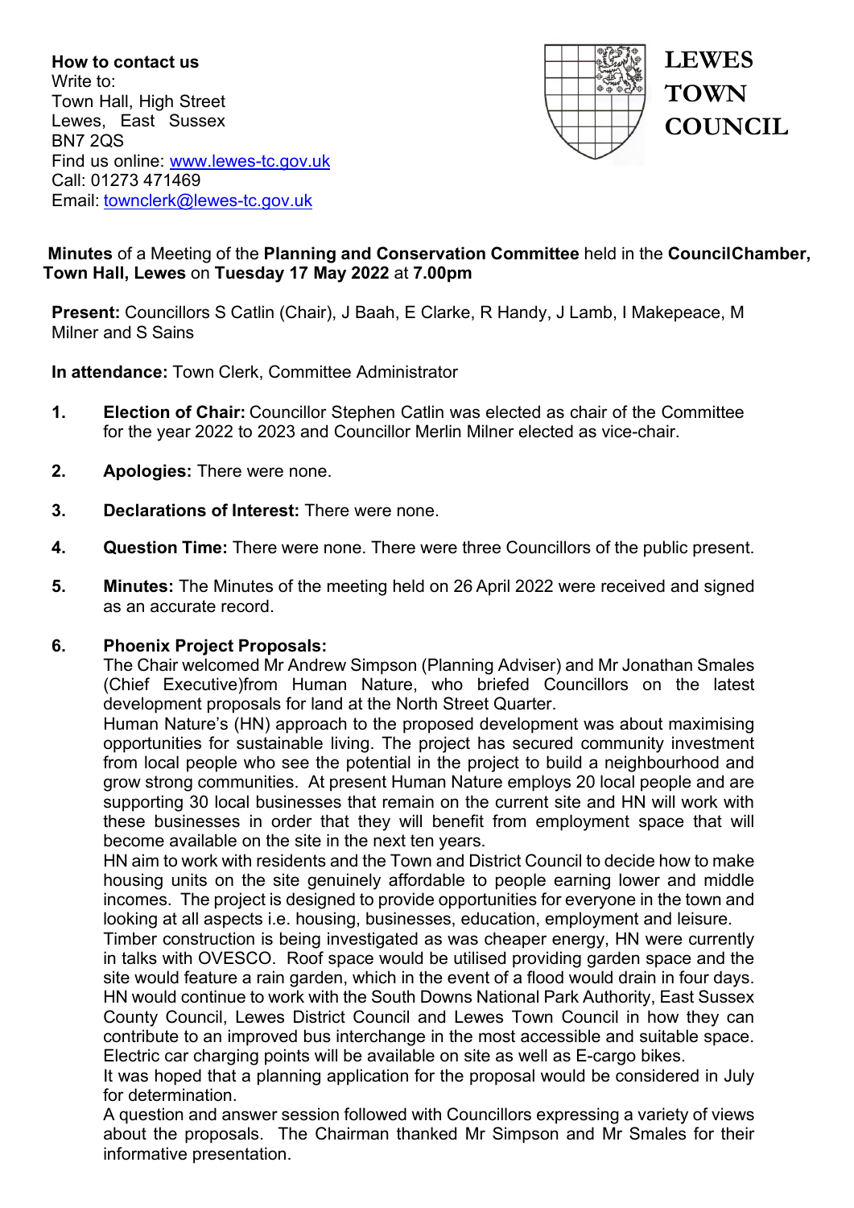**How to contact us**
Write to:
Town Hall, High Street
Lewes, East Sussex
BN7 2QS
Find us online: www.lewes-tc.gov.uk
Call: 01273 471469
Email: townclerk@lewes-tc.gov.uk

**LEWES TOWN COUNCIL**

**Minutes** of a Meeting of the **Planning and Conservation Committee** held in the **CouncilChamber, Town Hall, Lewes** on **Tuesday 17 May 2022** at **7.00pm**

**Present:** Councillors S Catlin (Chair), J Baah, E Clarke, R Handy, J Lamb, I Makepeace, M Milner and S Sains

**In attendance:** Town Clerk, Committee Administrator

1. **Election of Chair:** Councillor Stephen Catlin was elected as chair of the Committee for the year 2022 to 2023 and Councillor Merlin Milner elected as vice-chair.

2. **Apologies:** There were none.

3. **Declarations of Interest:** There were none.

4. **Question Time:** There were none. There were three Councillors of the public present.

5. **Minutes:** The Minutes of the meeting held on 26 April 2022 were received and signed as an accurate record.

6. **Phoenix Project Proposals:**
The Chair welcomed Mr Andrew Simpson (Planning Adviser) and Mr Jonathan Smales (Chief Executive)from Human Nature, who briefed Councillors on the latest development proposals for land at the North Street Quarter.
Human Nature's (HN) approach to the proposed development was about maximising opportunities for sustainable living. The project has secured community investment from local people who see the potential in the project to build a neighbourhood and grow strong communities. At present Human Nature employs 20 local people and are supporting 30 local businesses that remain on the current site and HN will work with these businesses in order that they will benefit from employment space that will become available on the site in the next ten years.
HN aim to work with residents and the Town and District Council to decide how to make housing units on the site genuinely affordable to people earning lower and middle incomes. The project is designed to provide opportunities for everyone in the town and looking at all aspects i.e. housing, businesses, education, employment and leisure.
Timber construction is being investigated as was cheaper energy, HN were currently in talks with OVESCO. Roof space would be utilised providing garden space and the site would feature a rain garden, which in the event of a flood would drain in four days.
HN would continue to work with the South Downs National Park Authority, East Sussex County Council, Lewes District Council and Lewes Town Council in how they can contribute to an improved bus interchange in the most accessible and suitable space. Electric car charging points will be available on site as well as E-cargo bikes.
It was hoped that a planning application for the proposal would be considered in July for determination.
A question and answer session followed with Councillors expressing a variety of views about the proposals. The Chairman thanked Mr Simpson and Mr Smales for their informative presentation.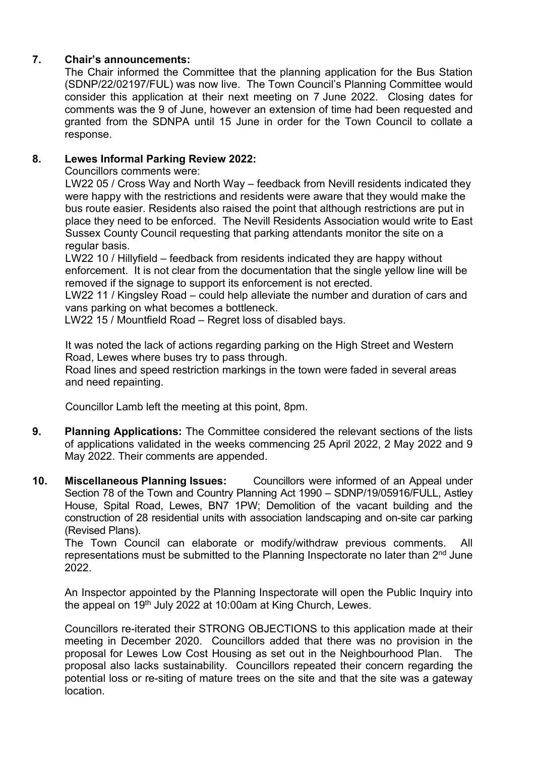**7. Chair's announcements:**

The Chair informed the Committee that the planning application for the Bus Station (SDNP/22/02197/FUL) was now live. The Town Council's Planning Committee would consider this application at their next meeting on 7 June 2022. Closing dates for comments was the 9 of June, however an extension of time had been requested and granted from the SDNPA until 15 June in order for the Town Council to collate a response.

**8. Lewes Informal Parking Review 2022:**

Councillors comments were:

LW22 05 / Cross Way and North Way – feedback from Nevill residents indicated they were happy with the restrictions and residents were aware that they would make the bus route easier. Residents also raised the point that although restrictions are put in place they need to be enforced. The Nevill Residents Association would write to East Sussex County Council requesting that parking attendants monitor the site on a regular basis.

LW22 10 / Hillyfield – feedback from residents indicated they are happy without enforcement. It is not clear from the documentation that the single yellow line will be removed if the signage to support its enforcement is not erected.

LW22 11 / Kingsley Road – could help alleviate the number and duration of cars and vans parking on what becomes a bottleneck.

LW22 15 / Mountfield Road – Regret loss of disabled bays.

It was noted the lack of actions regarding parking on the High Street and Western Road, Lewes where buses try to pass through.

Road lines and speed restriction markings in the town were faded in several areas and need repainting.

Councillor Lamb left the meeting at this point, 8pm.

**9. Planning Applications:** The Committee considered the relevant sections of the lists of applications validated in the weeks commencing 25 April 2022, 2 May 2022 and 9 May 2022. Their comments are appended.

**10. Miscellaneous Planning Issues:** Councillors were informed of an Appeal under Section 78 of the Town and Country Planning Act 1990 – SDNP/19/05916/FULL, Astley House, Spital Road, Lewes, BN7 1PW; Demolition of the vacant building and the construction of 28 residential units with association landscaping and on-site car parking (Revised Plans).

The Town Council can elaborate or modify/withdraw previous comments. All representations must be submitted to the Planning Inspectorate no later than 2nd June 2022.

An Inspector appointed by the Planning Inspectorate will open the Public Inquiry into the appeal on 19th July 2022 at 10:00am at King Church, Lewes.

Councillors re-iterated their STRONG OBJECTIONS to this application made at their meeting in December 2020. Councillors added that there was no provision in the proposal for Lewes Low Cost Housing as set out in the Neighbourhood Plan. The proposal also lacks sustainability. Councillors repeated their concern regarding the potential loss or re-siting of mature trees on the site and that the site was a gateway location.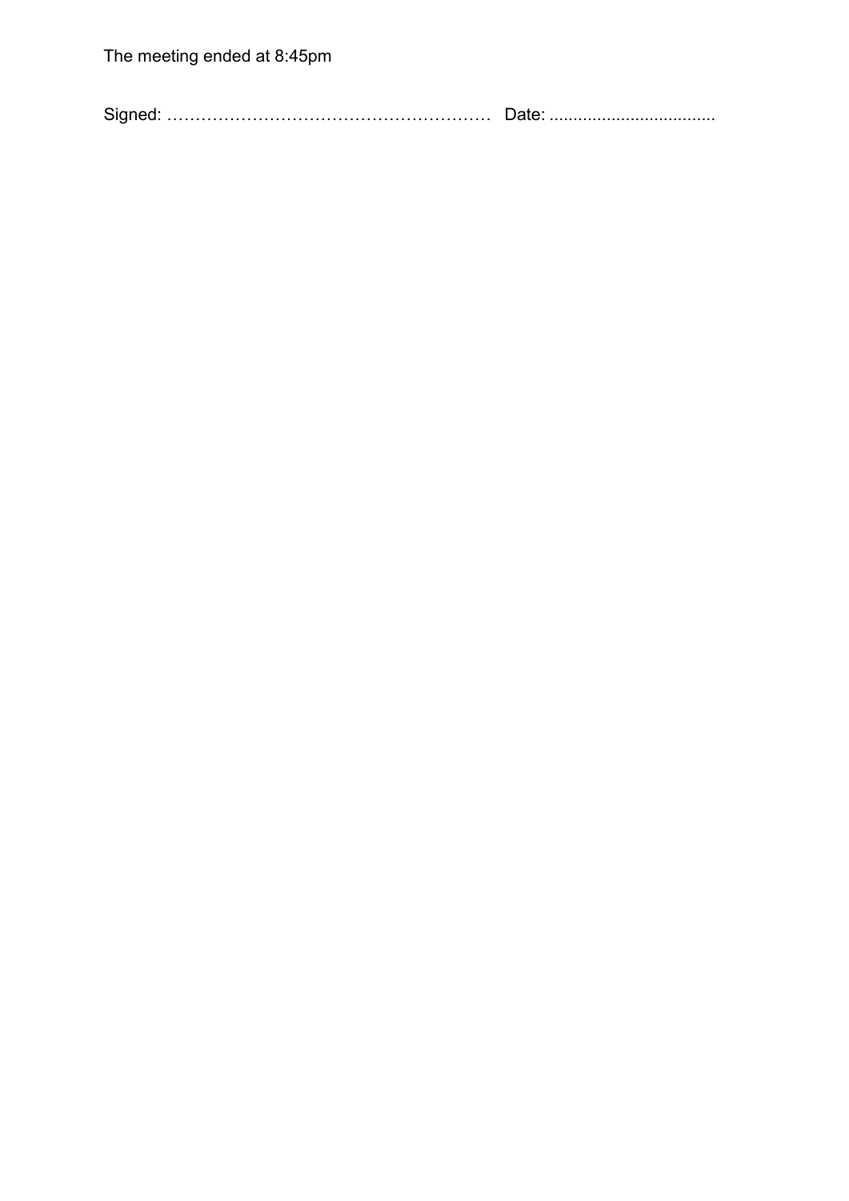The meeting ended at 8:45pm

Signed: ………………………………………………… Date: ...................................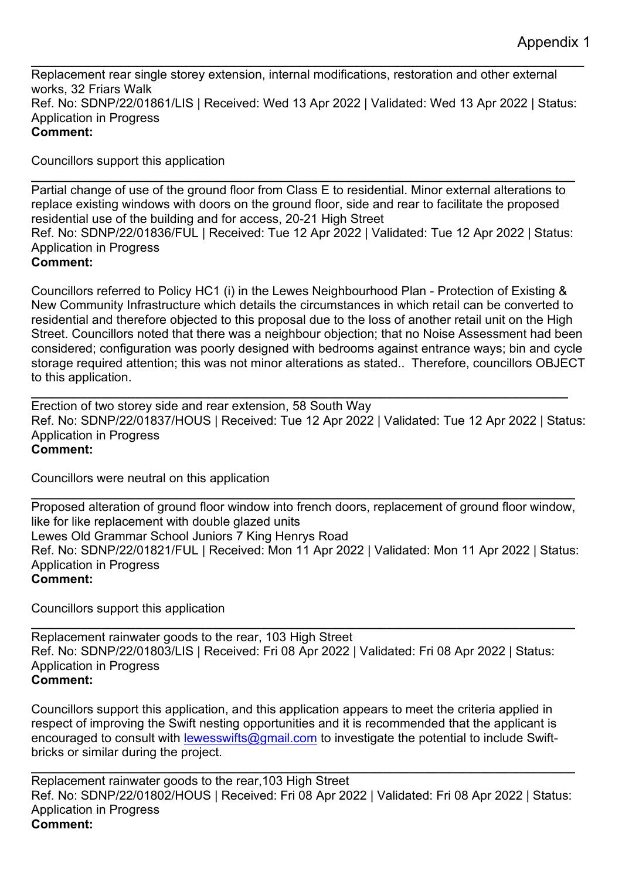Appendix 1

---

Replacement rear single storey extension, internal modifications, restoration and other external works, 32 Friars Walk
Ref. No: SDNP/22/01861/LIS | Received: Wed 13 Apr 2022 | Validated: Wed 13 Apr 2022 | Status: Application in Progress
**Comment:**

Councillors support this application

---

Partial change of use of the ground floor from Class E to residential. Minor external alterations to replace existing windows with doors on the ground floor, side and rear to facilitate the proposed residential use of the building and for access, 20-21 High Street
Ref. No: SDNP/22/01836/FUL | Received: Tue 12 Apr 2022 | Validated: Tue 12 Apr 2022 | Status: Application in Progress
**Comment:**

Councillors referred to Policy HC1 (i) in the Lewes Neighbourhood Plan - Protection of Existing & New Community Infrastructure which details the circumstances in which retail can be converted to residential and therefore objected to this proposal due to the loss of another retail unit on the High Street. Councillors noted that there was a neighbour objection; that no Noise Assessment had been considered; configuration was poorly designed with bedrooms against entrance ways; bin and cycle storage required attention; this was not minor alterations as stated.. Therefore, councillors OBJECT to this application.

---

Erection of two storey side and rear extension, 58 South Way
Ref. No: SDNP/22/01837/HOUS | Received: Tue 12 Apr 2022 | Validated: Tue 12 Apr 2022 | Status: Application in Progress
**Comment:**

Councillors were neutral on this application

---

Proposed alteration of ground floor window into french doors, replacement of ground floor window, like for like replacement with double glazed units
Lewes Old Grammar School Juniors 7 King Henrys Road
Ref. No: SDNP/22/01821/FUL | Received: Mon 11 Apr 2022 | Validated: Mon 11 Apr 2022 | Status: Application in Progress
**Comment:**

Councillors support this application

---

Replacement rainwater goods to the rear, 103 High Street
Ref. No: SDNP/22/01803/LIS | Received: Fri 08 Apr 2022 | Validated: Fri 08 Apr 2022 | Status: Application in Progress
**Comment:**

Councillors support this application, and this application appears to meet the criteria applied in respect of improving the Swift nesting opportunities and it is recommended that the applicant is encouraged to consult with lewesswifts@gmail.com to investigate the potential to include Swift-bricks or similar during the project.

---

Replacement rainwater goods to the rear,103 High Street
Ref. No: SDNP/22/01802/HOUS | Received: Fri 08 Apr 2022 | Validated: Fri 08 Apr 2022 | Status: Application in Progress
**Comment:**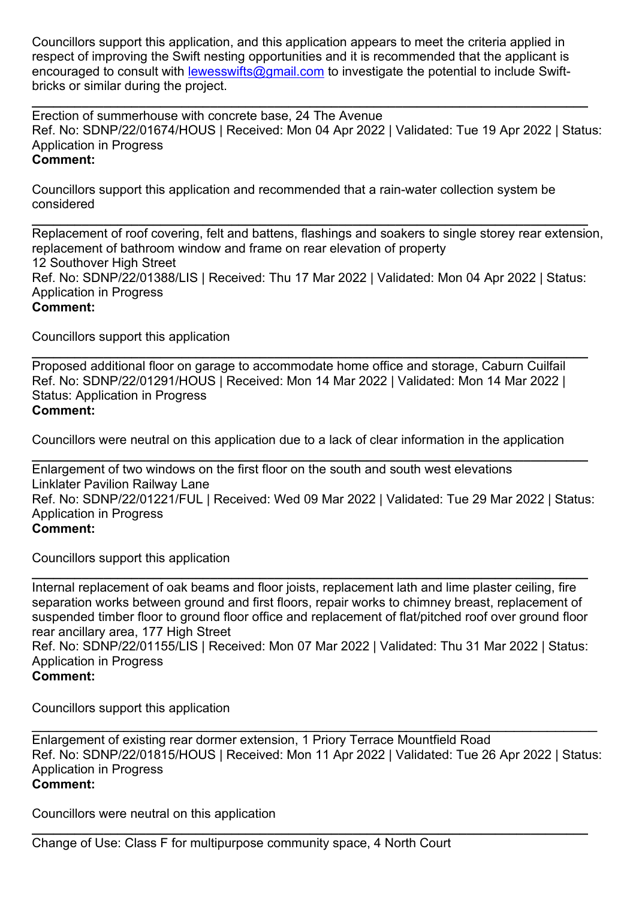Councillors support this application, and this application appears to meet the criteria applied in respect of improving the Swift nesting opportunities and it is recommended that the applicant is encouraged to consult with lewesswifts@gmail.com to investigate the potential to include Swift-bricks or similar during the project.

---

Erection of summerhouse with concrete base, 24 The Avenue
Ref. No: SDNP/22/01674/HOUS | Received: Mon 04 Apr 2022 | Validated: Tue 19 Apr 2022 | Status: Application in Progress
**Comment:**

Councillors support this application and recommended that a rain-water collection system be considered

---

Replacement of roof covering, felt and battens, flashings and soakers to single storey rear extension, replacement of bathroom window and frame on rear elevation of property
12 Southover High Street
Ref. No: SDNP/22/01388/LIS | Received: Thu 17 Mar 2022 | Validated: Mon 04 Apr 2022 | Status: Application in Progress
**Comment:**

Councillors support this application

---

Proposed additional floor on garage to accommodate home office and storage, Caburn Cuilfail
Ref. No: SDNP/22/01291/HOUS | Received: Mon 14 Mar 2022 | Validated: Mon 14 Mar 2022 | Status: Application in Progress
**Comment:**

Councillors were neutral on this application due to a lack of clear information in the application

---

Enlargement of two windows on the first floor on the south and south west elevations
Linklater Pavilion Railway Lane
Ref. No: SDNP/22/01221/FUL | Received: Wed 09 Mar 2022 | Validated: Tue 29 Mar 2022 | Status: Application in Progress
**Comment:**

Councillors support this application

---

Internal replacement of oak beams and floor joists, replacement lath and lime plaster ceiling, fire separation works between ground and first floors, repair works to chimney breast, replacement of suspended timber floor to ground floor office and replacement of flat/pitched roof over ground floor rear ancillary area, 177 High Street
Ref. No: SDNP/22/01155/LIS | Received: Mon 07 Mar 2022 | Validated: Thu 31 Mar 2022 | Status: Application in Progress
**Comment:**

Councillors support this application

---

Enlargement of existing rear dormer extension, 1 Priory Terrace Mountfield Road
Ref. No: SDNP/22/01815/HOUS | Received: Mon 11 Apr 2022 | Validated: Tue 26 Apr 2022 | Status: Application in Progress
**Comment:**

Councillors were neutral on this application

---

Change of Use: Class F for multipurpose community space, 4 North Court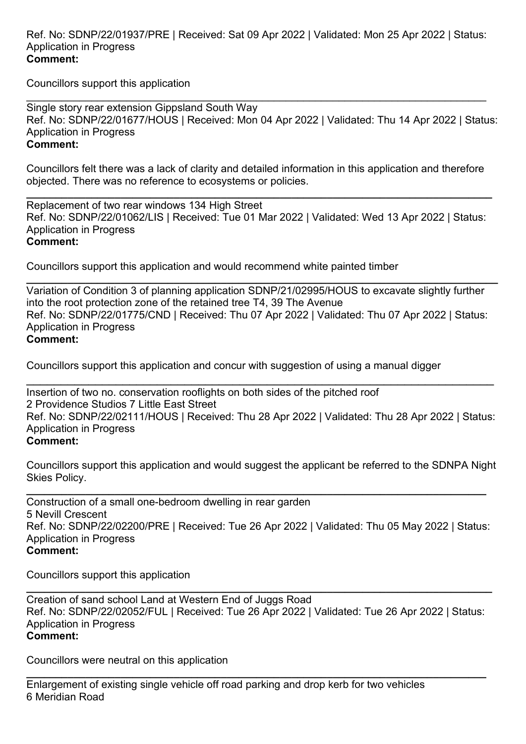Ref. No: SDNP/22/01937/PRE | Received: Sat 09 Apr 2022 | Validated: Mon 25 Apr 2022 | Status: Application in Progress
**Comment:**

Councillors support this application

---

Single story rear extension Gippsland South Way
Ref. No: SDNP/22/01677/HOUS | Received: Mon 04 Apr 2022 | Validated: Thu 14 Apr 2022 | Status: Application in Progress
**Comment:**

Councillors felt there was a lack of clarity and detailed information in this application and therefore objected. There was no reference to ecosystems or policies.

---

Replacement of two rear windows 134 High Street
Ref. No: SDNP/22/01062/LIS | Received: Tue 01 Mar 2022 | Validated: Wed 13 Apr 2022 | Status: Application in Progress
**Comment:**

Councillors support this application and would recommend white painted timber

---

Variation of Condition 3 of planning application SDNP/21/02995/HOUS to excavate slightly further into the root protection zone of the retained tree T4, 39 The Avenue
Ref. No: SDNP/22/01775/CND | Received: Thu 07 Apr 2022 | Validated: Thu 07 Apr 2022 | Status: Application in Progress
**Comment:**

Councillors support this application and concur with suggestion of using a manual digger

---

Insertion of two no. conservation rooflights on both sides of the pitched roof
2 Providence Studios 7 Little East Street
Ref. No: SDNP/22/02111/HOUS | Received: Thu 28 Apr 2022 | Validated: Thu 28 Apr 2022 | Status: Application in Progress
**Comment:**

Councillors support this application and would suggest the applicant be referred to the SDNPA Night Skies Policy.

---

Construction of a small one-bedroom dwelling in rear garden
5 Nevill Crescent
Ref. No: SDNP/22/02200/PRE | Received: Tue 26 Apr 2022 | Validated: Thu 05 May 2022 | Status: Application in Progress
**Comment:**

Councillors support this application

---

Creation of sand school Land at Western End of Juggs Road
Ref. No: SDNP/22/02052/FUL | Received: Tue 26 Apr 2022 | Validated: Tue 26 Apr 2022 | Status: Application in Progress
**Comment:**

Councillors were neutral on this application

---

Enlargement of existing single vehicle off road parking and drop kerb for two vehicles
6 Meridian Road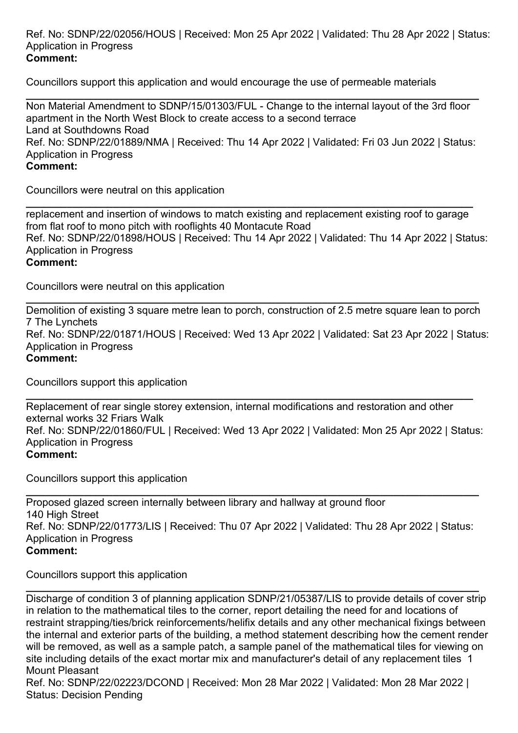Ref. No: SDNP/22/02056/HOUS | Received: Mon 25 Apr 2022 | Validated: Thu 28 Apr 2022 | Status: Application in Progress
**Comment:**

Councillors support this application and would encourage the use of permeable materials

---

Non Material Amendment to SDNP/15/01303/FUL - Change to the internal layout of the 3rd floor apartment in the North West Block to create access to a second terrace
Land at Southdowns Road
Ref. No: SDNP/22/01889/NMA | Received: Thu 14 Apr 2022 | Validated: Fri 03 Jun 2022 | Status: Application in Progress
**Comment:**

Councillors were neutral on this application

---

replacement and insertion of windows to match existing and replacement existing roof to garage from flat roof to mono pitch with rooflights 40 Montacute Road
Ref. No: SDNP/22/01898/HOUS | Received: Thu 14 Apr 2022 | Validated: Thu 14 Apr 2022 | Status: Application in Progress
**Comment:**

Councillors were neutral on this application

---

Demolition of existing 3 square metre lean to porch, construction of 2.5 metre square lean to porch
7 The Lynchets
Ref. No: SDNP/22/01871/HOUS | Received: Wed 13 Apr 2022 | Validated: Sat 23 Apr 2022 | Status: Application in Progress
**Comment:**

Councillors support this application

---

Replacement of rear single storey extension, internal modifications and restoration and other external works 32 Friars Walk
Ref. No: SDNP/22/01860/FUL | Received: Wed 13 Apr 2022 | Validated: Mon 25 Apr 2022 | Status: Application in Progress
**Comment:**

Councillors support this application

---

Proposed glazed screen internally between library and hallway at ground floor
140 High Street
Ref. No: SDNP/22/01773/LIS | Received: Thu 07 Apr 2022 | Validated: Thu 28 Apr 2022 | Status: Application in Progress
**Comment:**

Councillors support this application

---

Discharge of condition 3 of planning application SDNP/21/05387/LIS to provide details of cover strip in relation to the mathematical tiles to the corner, report detailing the need for and locations of restraint strapping/ties/brick reinforcements/helifix details and any other mechanical fixings between the internal and exterior parts of the building, a method statement describing how the cement render will be removed, as well as a sample patch, a sample panel of the mathematical tiles for viewing on site including details of the exact mortar mix and manufacturer's detail of any replacement tiles 1 Mount Pleasant
Ref. No: SDNP/22/02223/DCOND | Received: Mon 28 Mar 2022 | Validated: Mon 28 Mar 2022 | Status: Decision Pending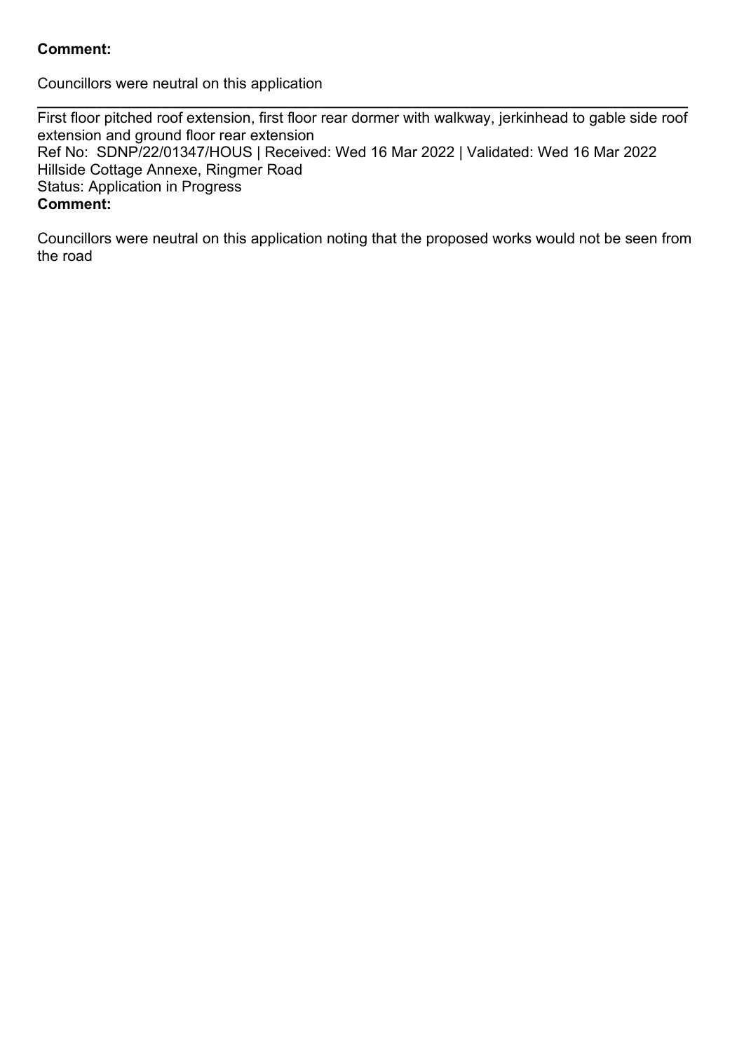**Comment:**

Councillors were neutral on this application

---

First floor pitched roof extension, first floor rear dormer with walkway, jerkinhead to gable side roof extension and ground floor rear extension
Ref No: SDNP/22/01347/HOUS | Received: Wed 16 Mar 2022 | Validated: Wed 16 Mar 2022
Hillside Cottage Annexe, Ringmer Road
Status: Application in Progress
**Comment:**

Councillors were neutral on this application noting that the proposed works would not be seen from the road